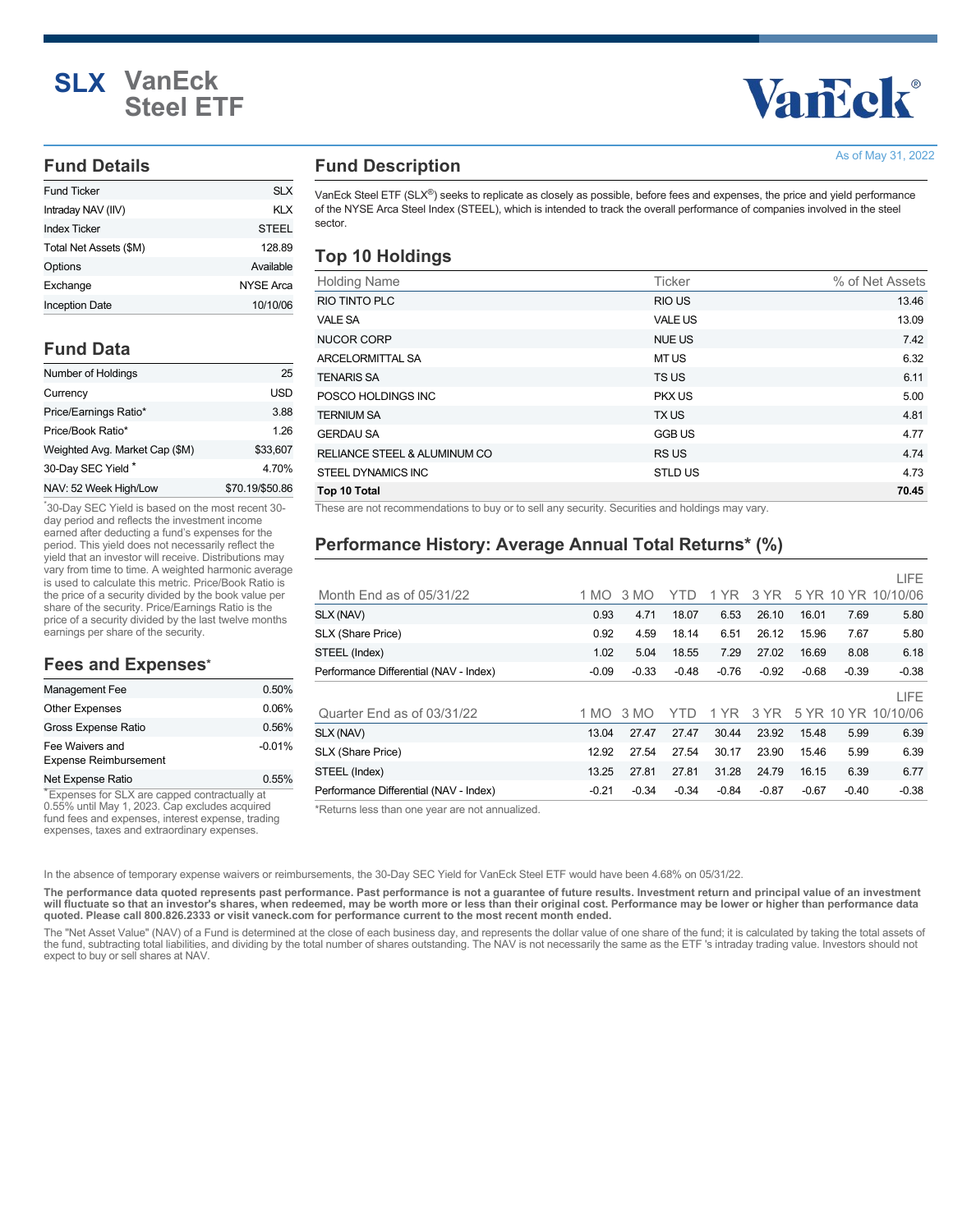# SLX VanEck Steel ETF

As of May 31, 2022

## Fund Details

| Fund Ticker | SLX |
|---|---|
| Intraday NAV (IIV) | KLX |
| Index Ticker | STEEL |
| Total Net Assets ($M) | 128.89 |
| Options | Available |
| Exchange | NYSE Arca |
| Inception Date | 10/10/06 |

## Fund Data

| Number of Holdings | 25 |
|---|---|
| Currency | USD |
| Price/Earnings Ratio* | 3.88 |
| Price/Book Ratio* | 1.26 |
| Weighted Avg. Market Cap ($M) | $33,607 |
| 30-Day SEC Yield * | 4.70% |
| NAV: 52 Week High/Low | $70.19/$50.86 |

*30-Day SEC Yield is based on the most recent 30-day period and reflects the investment income earned after deducting a fund's expenses for the period. This yield does not necessarily reflect the yield that an investor will receive. Distributions may vary from time to time. A weighted harmonic average is used to calculate this metric. Price/Book Ratio is the price of a security divided by the book value per share of the security. Price/Earnings Ratio is the price of a security divided by the last twelve months earnings per share of the security.

## Fees and Expenses*

| Management Fee | 0.50% |
|---|---|
| Other Expenses | 0.06% |
| Gross Expense Ratio | 0.56% |
| Fee Waivers and Expense Reimbursement | -0.01% |
| Net Expense Ratio | 0.55% |

*Expenses for SLX are capped contractually at 0.55% until May 1, 2023. Cap excludes acquired fund fees and expenses, interest expense, trading expenses, taxes and extraordinary expenses.

## Fund Description

VanEck Steel ETF (SLX®) seeks to replicate as closely as possible, before fees and expenses, the price and yield performance of the NYSE Arca Steel Index (STEEL), which is intended to track the overall performance of companies involved in the steel sector.

## Top 10 Holdings

| Holding Name | Ticker | % of Net Assets |
|---|---|---|
| RIO TINTO PLC | RIO US | 13.46 |
| VALE SA | VALE US | 13.09 |
| NUCOR CORP | NUE US | 7.42 |
| ARCELORMITTAL SA | MT US | 6.32 |
| TENARIS SA | TS US | 6.11 |
| POSCO HOLDINGS INC | PKX US | 5.00 |
| TERNIUM SA | TX US | 4.81 |
| GERDAU SA | GGB US | 4.77 |
| RELIANCE STEEL & ALUMINUM CO | RS US | 4.74 |
| STEEL DYNAMICS INC | STLD US | 4.73 |
| **Top 10 Total** | | **70.45** |

These are not recommendations to buy or to sell any security. Securities and holdings may vary.

## Performance History: Average Annual Total Returns* (%)

| Month End as of 05/31/22 | 1 MO | 3 MO | YTD | 1 YR | 3 YR | 5 YR | 10 YR | LIFE 10/10/06 |
|---|---|---|---|---|---|---|---|---|
| SLX (NAV) | 0.93 | 4.71 | 18.07 | 6.53 | 26.10 | 16.01 | 7.69 | 5.80 |
| SLX (Share Price) | 0.92 | 4.59 | 18.14 | 6.51 | 26.12 | 15.96 | 7.67 | 5.80 |
| STEEL (Index) | 1.02 | 5.04 | 18.55 | 7.29 | 27.02 | 16.69 | 8.08 | 6.18 |
| Performance Differential (NAV - Index) | -0.09 | -0.33 | -0.48 | -0.76 | -0.92 | -0.68 | -0.39 | -0.38 |

| Quarter End as of 03/31/22 | 1 MO | 3 MO | YTD | 1 YR | 3 YR | 5 YR | 10 YR | LIFE 10/10/06 |
|---|---|---|---|---|---|---|---|---|
| SLX (NAV) | 13.04 | 27.47 | 27.47 | 30.44 | 23.92 | 15.48 | 5.99 | 6.39 |
| SLX (Share Price) | 12.92 | 27.54 | 27.54 | 30.17 | 23.90 | 15.46 | 5.99 | 6.39 |
| STEEL (Index) | 13.25 | 27.81 | 27.81 | 31.28 | 24.79 | 16.15 | 6.39 | 6.77 |
| Performance Differential (NAV - Index) | -0.21 | -0.34 | -0.34 | -0.84 | -0.87 | -0.67 | -0.40 | -0.38 |

*Returns less than one year are not annualized.

In the absence of temporary expense waivers or reimbursements, the 30-Day SEC Yield for VanEck Steel ETF would have been 4.68% on 05/31/22.

**The performance data quoted represents past performance. Past performance is not a guarantee of future results. Investment return and principal value of an investment will fluctuate so that an investor's shares, when redeemed, may be worth more or less than their original cost. Performance may be lower or higher than performance data quoted. Please call 800.826.2333 or visit vaneck.com for performance current to the most recent month ended.**

The "Net Asset Value" (NAV) of a Fund is determined at the close of each business day, and represents the dollar value of one share of the fund; it is calculated by taking the total assets of the fund, subtracting total liabilities, and dividing by the total number of shares outstanding. The NAV is not necessarily the same as the ETF 's intraday trading value. Investors should not expect to buy or sell shares at NAV.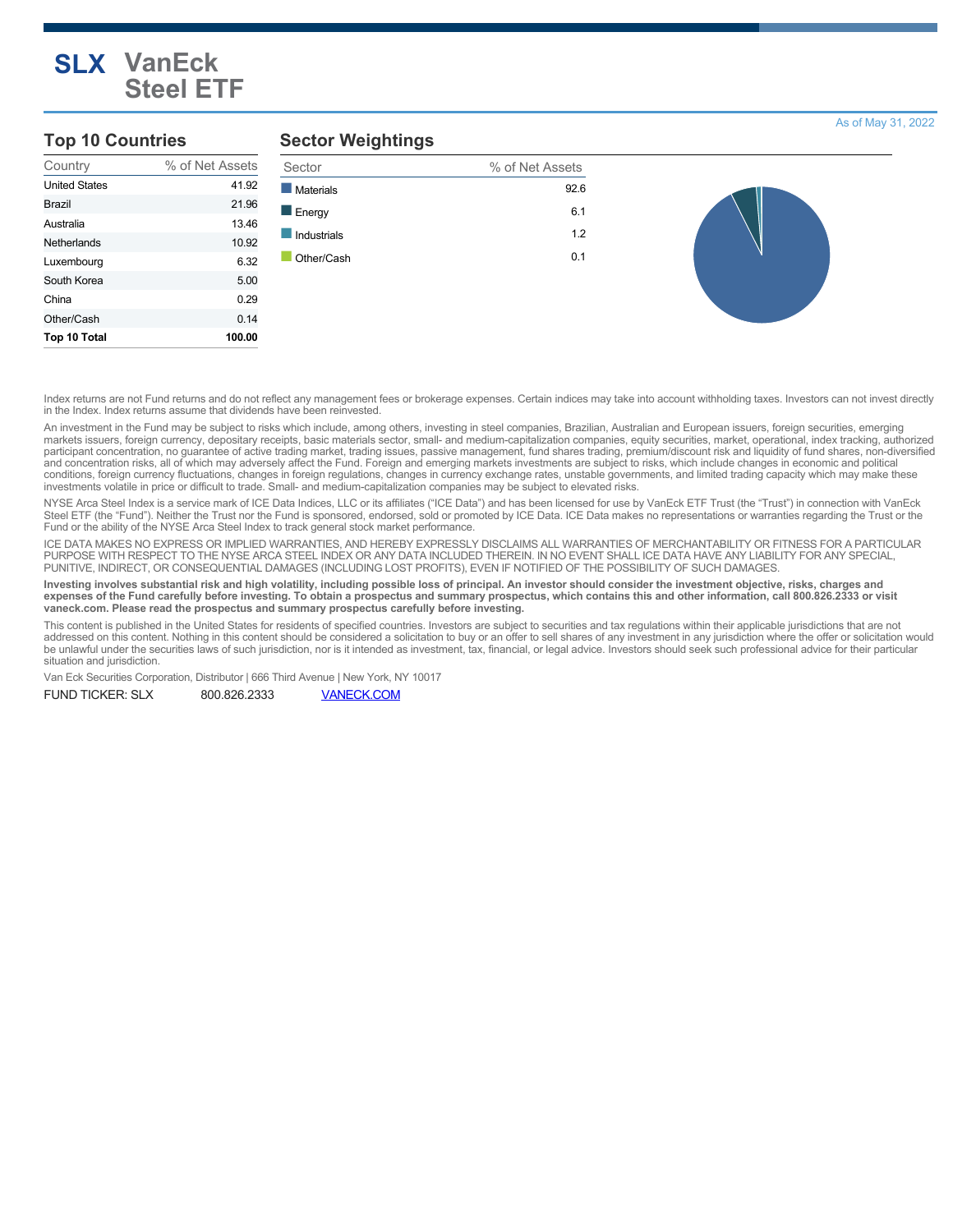# SLX VanEck Steel ETF

As of May 31, 2022

## Top 10 Countries

| Country | % of Net Assets |
| --- | --- |
| United States | 41.92 |
| Brazil | 21.96 |
| Australia | 13.46 |
| Netherlands | 10.92 |
| Luxembourg | 6.32 |
| South Korea | 5.00 |
| China | 0.29 |
| Other/Cash | 0.14 |
| **Top 10 Total** | **100.00** |

## Sector Weightings

| Sector | % of Net Assets |
| --- | --- |
| Materials | 92.6 |
| Energy | 6.1 |
| Industrials | 1.2 |
| Other/Cash | 0.1 |

Index returns are not Fund returns and do not reflect any management fees or brokerage expenses. Certain indices may take into account withholding taxes. Investors can not invest directly in the Index. Index returns assume that dividends have been reinvested.

An investment in the Fund may be subject to risks which include, among others, investing in steel companies, Brazilian, Australian and European issuers, foreign securities, emerging markets issuers, foreign currency, depositary receipts, basic materials sector, small- and medium-capitalization companies, equity securities, market, operational, index tracking, authorized participant concentration, no guarantee of active trading market, trading issues, passive management, fund shares trading, premium/discount risk and liquidity of fund shares, non-diversified and concentration risks, all of which may adversely affect the Fund. Foreign and emerging markets investments are subject to risks, which include changes in economic and political conditions, foreign currency fluctuations, changes in foreign regulations, changes in currency exchange rates, unstable governments, and limited trading capacity which may make these investments volatile in price or difficult to trade. Small- and medium-capitalization companies may be subject to elevated risks.

NYSE Arca Steel Index is a service mark of ICE Data Indices, LLC or its affiliates ("ICE Data") and has been licensed for use by VanEck ETF Trust (the "Trust") in connection with VanEck Steel ETF (the "Fund"). Neither the Trust nor the Fund is sponsored, endorsed, sold or promoted by ICE Data. ICE Data makes no representations or warranties regarding the Trust or the Fund or the ability of the NYSE Arca Steel Index to track general stock market performance.

ICE DATA MAKES NO EXPRESS OR IMPLIED WARRANTIES, AND HEREBY EXPRESSLY DISCLAIMS ALL WARRANTIES OF MERCHANTABILITY OR FITNESS FOR A PARTICULAR PURPOSE WITH RESPECT TO THE NYSE ARCA STEEL INDEX OR ANY DATA INCLUDED THEREIN. IN NO EVENT SHALL ICE DATA HAVE ANY LIABILITY FOR ANY SPECIAL, PUNITIVE, INDIRECT, OR CONSEQUENTIAL DAMAGES (INCLUDING LOST PROFITS), EVEN IF NOTIFIED OF THE POSSIBILITY OF SUCH DAMAGES.

**Investing involves substantial risk and high volatility, including possible loss of principal. An investor should consider the investment objective, risks, charges and expenses of the Fund carefully before investing. To obtain a prospectus and summary prospectus, which contains this and other information, call 800.826.2333 or visit vaneck.com. Please read the prospectus and summary prospectus carefully before investing.**

This content is published in the United States for residents of specified countries. Investors are subject to securities and tax regulations within their applicable jurisdictions that are not addressed on this content. Nothing in this content should be considered a solicitation to buy or an offer to sell shares of any investment in any jurisdiction where the offer or solicitation would be unlawful under the securities laws of such jurisdiction, nor is it intended as investment, tax, financial, or legal advice. Investors should seek such professional advice for their particular situation and jurisdiction.

Van Eck Securities Corporation, Distributor | 666 Third Avenue | New York, NY 10017

FUND TICKER: SLX 800.826.2333 VANECK.COM